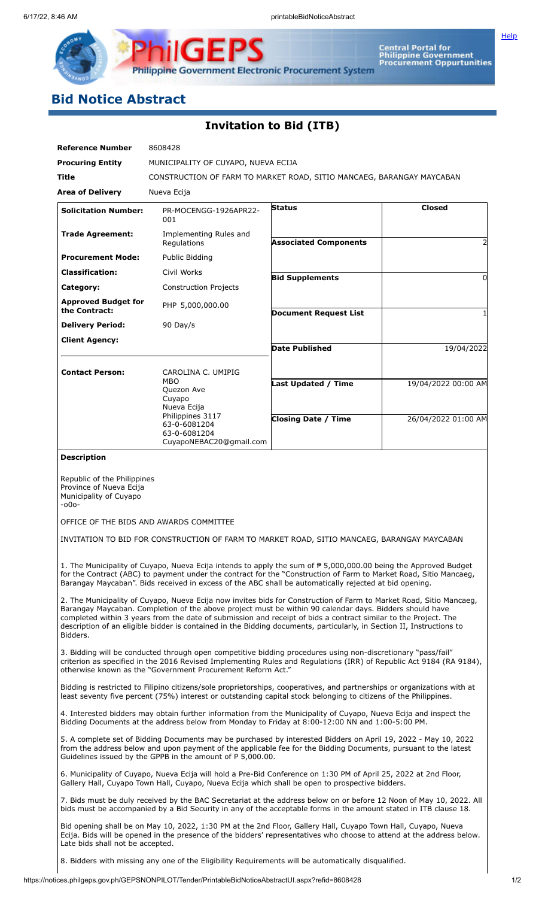# Bid Notice Abstract

## Invitation to Bid (ITB)

| | |
|---|---|
| **Reference Number** | 8608428 |
| **Procuring Entity** | MUNICIPALITY OF CUYAPO, NUEVA ECIJA |
| **Title** | CONSTRUCTION OF FARM TO MARKET ROAD, SITIO MANCAEG, BARANGAY MAYCABAN |
| **Area of Delivery** | Nueva Ecija |

| | | | |
|---|---|---|---|
| **Solicitation Number:** | PR-MOCENGG-1926APR22-001 | **Status** | **Closed** |
| **Trade Agreement:** | Implementing Rules and Regulations | **Associated Components** | 2 |
| **Procurement Mode:** | Public Bidding | | |
| **Classification:** | Civil Works | **Bid Supplements** | 0 |
| **Category:** | Construction Projects | | |
| **Approved Budget for the Contract:** | PHP 5,000,000.00 | **Document Request List** | 1 |
| **Delivery Period:** | 90 Day/s | | |
| **Client Agency:** | | **Date Published** | 19/04/2022 |
| **Contact Person:** | CAROLINA C. UMIPIG MBO Quezon Ave Cuyapo Nueva Ecija Philippines 3117 63-0-6081204 63-0-6081204 CuyapoNEBAC20@gmail.com | **Last Updated / Time** | 19/04/2022 00:00 AM |
| | | **Closing Date / Time** | 26/04/2022 01:00 AM |

**Description**

Republic of the Philippines
Province of Nueva Ecija
Municipality of Cuyapo
-o0o-

OFFICE OF THE BIDS AND AWARDS COMMITTEE

INVITATION TO BID FOR CONSTRUCTION OF FARM TO MARKET ROAD, SITIO MANCAEG, BARANGAY MAYCABAN

1. The Municipality of Cuyapo, Nueva Ecija intends to apply the sum of ₱ 5,000,000.00 being the Approved Budget for the Contract (ABC) to payment under the contract for the "Construction of Farm to Market Road, Sitio Mancaeg, Barangay Maycaban". Bids received in excess of the ABC shall be automatically rejected at bid opening.

2. The Municipality of Cuyapo, Nueva Ecija now invites bids for Construction of Farm to Market Road, Sitio Mancaeg, Barangay Maycaban. Completion of the above project must be within 90 calendar days. Bidders should have completed within 3 years from the date of submission and receipt of bids a contract similar to the Project. The description of an eligible bidder is contained in the Bidding documents, particularly, in Section II, Instructions to Bidders.

3. Bidding will be conducted through open competitive bidding procedures using non-discretionary "pass/fail" criterion as specified in the 2016 Revised Implementing Rules and Regulations (IRR) of Republic Act 9184 (RA 9184), otherwise known as the "Government Procurement Reform Act."

Bidding is restricted to Filipino citizens/sole proprietorships, cooperatives, and partnerships or organizations with at least seventy five percent (75%) interest or outstanding capital stock belonging to citizens of the Philippines.

4. Interested bidders may obtain further information from the Municipality of Cuyapo, Nueva Ecija and inspect the Bidding Documents at the address below from Monday to Friday at 8:00-12:00 NN and 1:00-5:00 PM.

5. A complete set of Bidding Documents may be purchased by interested Bidders on April 19, 2022 - May 10, 2022 from the address below and upon payment of the applicable fee for the Bidding Documents, pursuant to the latest Guidelines issued by the GPPB in the amount of P 5,000.00.

6. Municipality of Cuyapo, Nueva Ecija will hold a Pre-Bid Conference on 1:30 PM of April 25, 2022 at 2nd Floor, Gallery Hall, Cuyapo Town Hall, Cuyapo, Nueva Ecija which shall be open to prospective bidders.

7. Bids must be duly received by the BAC Secretariat at the address below on or before 12 Noon of May 10, 2022. All bids must be accompanied by a Bid Security in any of the acceptable forms in the amount stated in ITB clause 18.

Bid opening shall be on May 10, 2022, 1:30 PM at the 2nd Floor, Gallery Hall, Cuyapo Town Hall, Cuyapo, Nueva Ecija. Bids will be opened in the presence of the bidders' representatives who choose to attend at the address below. Late bids shall not be accepted.

8. Bidders with missing any one of the Eligibility Requirements will be automatically disqualified.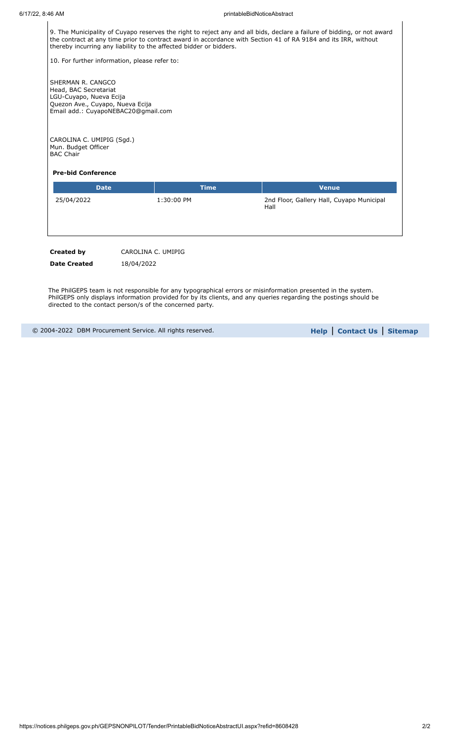9. The Municipality of Cuyapo reserves the right to reject any and all bids, declare a failure of bidding, or not award the contract at any time prior to contract award in accordance with Section 41 of RA 9184 and its IRR, without thereby incurring any liability to the affected bidder or bidders.

10. For further information, please refer to:

SHERMAN R. CANGCO
Head, BAC Secretariat
LGU-Cuyapo, Nueva Ecija
Quezon Ave., Cuyapo, Nueva Ecija
Email add.: CuyapoNEBAC20@gmail.com

CAROLINA C. UMIPIG (Sgd.)
Mun. Budget Officer
BAC Chair

**Pre-bid Conference**

| Date | Time | Venue |
| --- | --- | --- |
| 25/04/2022 | 1:30:00 PM | 2nd Floor, Gallery Hall, Cuyapo Municipal Hall |

| | |
| --- | --- |
| **Created by** | CAROLINA C. UMIPIG |
| **Date Created** | 18/04/2022 |

The PhilGEPS team is not responsible for any typographical errors or misinformation presented in the system. PhilGEPS only displays information provided for by its clients, and any queries regarding the postings should be directed to the contact person/s of the concerned party.

© 2004-2022 DBM Procurement Service. All rights reserved. **Help** | **Contact Us** | **Sitemap**